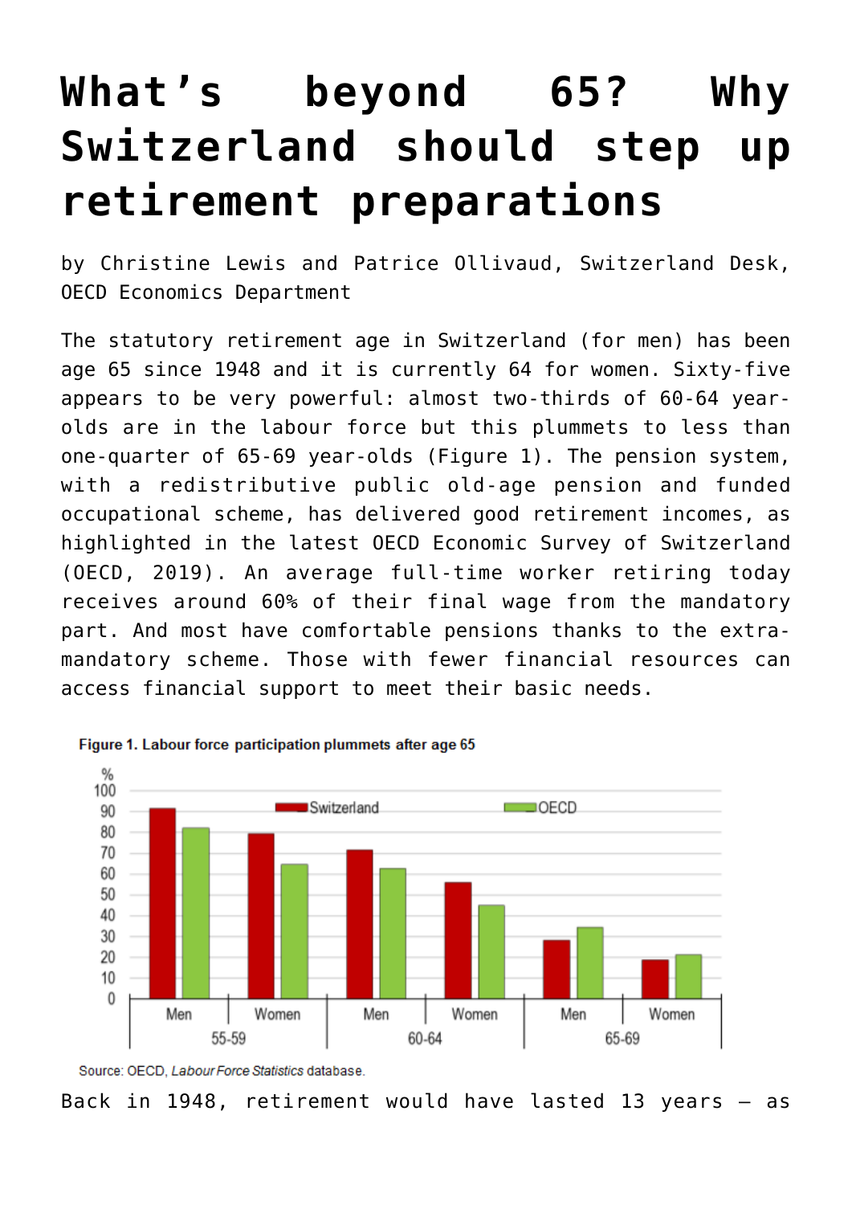# What's beyond 65? Why Switzerland should step up retirement preparations

by Christine Lewis and Patrice Ollivaud, Switzerland Desk, OECD Economics Department

The statutory retirement age in Switzerland (for men) has been age 65 since 1948 and it is currently 64 for women. Sixty-five appears to be very powerful: almost two-thirds of 60-64 year-olds are in the labour force but this plummets to less than one-quarter of 65-69 year-olds (Figure 1). The pension system, with a redistributive public old-age pension and funded occupational scheme, has delivered good retirement incomes, as highlighted in the latest OECD Economic Survey of Switzerland (OECD, 2019). An average full-time worker retiring today receives around 60% of their final wage from the mandatory part. And most have comfortable pensions thanks to the extra-mandatory scheme. Those with fewer financial resources can access financial support to meet their basic needs.

**Figure 1. Labour force participation plummets after age 65**

Source: OECD, *Labour Force Statistics* database.

Back in 1948, retirement would have lasted 13 years – as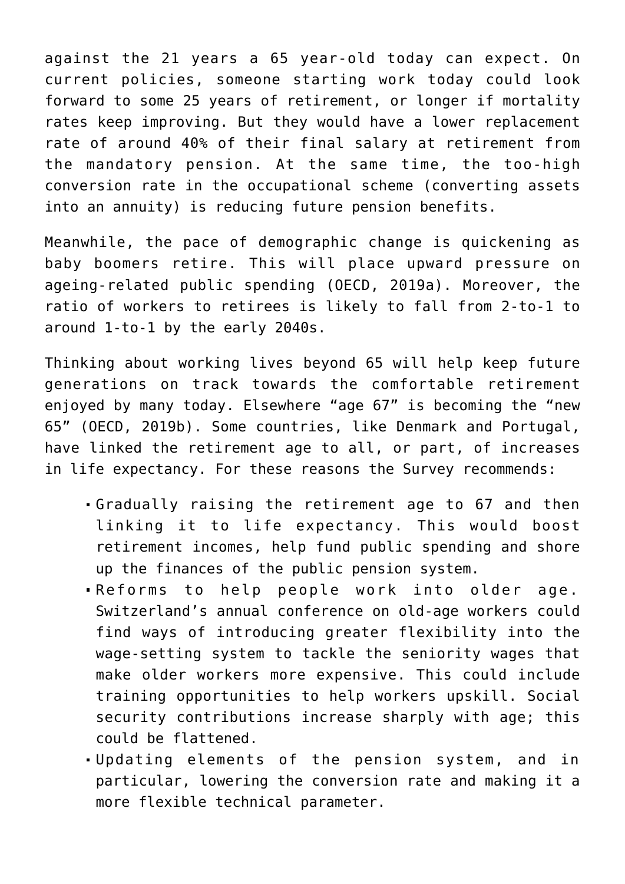against the 21 years a 65 year-old today can expect. On current policies, someone starting work today could look forward to some 25 years of retirement, or longer if mortality rates keep improving. But they would have a lower replacement rate of around 40% of their final salary at retirement from the mandatory pension. At the same time, the too-high conversion rate in the occupational scheme (converting assets into an annuity) is reducing future pension benefits.

Meanwhile, the pace of demographic change is quickening as baby boomers retire. This will place upward pressure on ageing-related public spending (OECD, 2019a). Moreover, the ratio of workers to retirees is likely to fall from 2-to-1 to around 1-to-1 by the early 2040s.

Thinking about working lives beyond 65 will help keep future generations on track towards the comfortable retirement enjoyed by many today. Elsewhere "age 67" is becoming the "new 65" (OECD, 2019b). Some countries, like Denmark and Portugal, have linked the retirement age to all, or part, of increases in life expectancy. For these reasons the Survey recommends:

- Gradually raising the retirement age to 67 and then linking it to life expectancy. This would boost retirement incomes, help fund public spending and shore up the finances of the public pension system.
- Reforms to help people work into older age. Switzerland's annual conference on old-age workers could find ways of introducing greater flexibility into the wage-setting system to tackle the seniority wages that make older workers more expensive. This could include training opportunities to help workers upskill. Social security contributions increase sharply with age; this could be flattened.
- Updating elements of the pension system, and in particular, lowering the conversion rate and making it a more flexible technical parameter.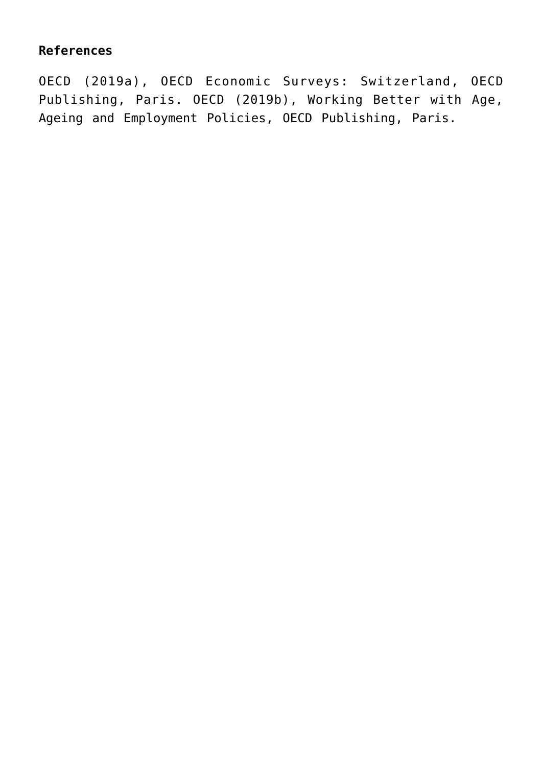**References**

OECD (2019a), OECD Economic Surveys: Switzerland, OECD Publishing, Paris. OECD (2019b), Working Better with Age, Ageing and Employment Policies, OECD Publishing, Paris.